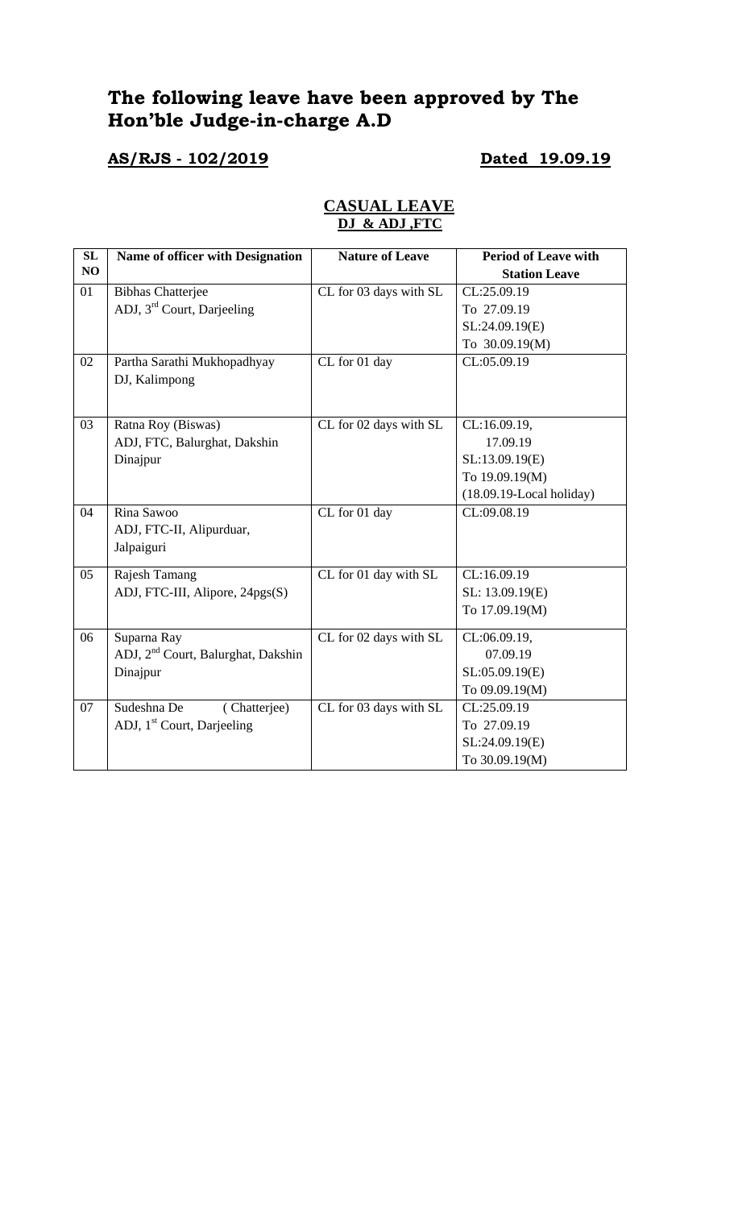# The following leave have been approved by The Hon'ble Judge-in-charge A.D

**AS/RJS - 102/2019** **Dated 19.09.19**

## CASUAL LEAVE
### DJ & ADJ ,FTC

| SL NO | Name of officer with Designation | Nature of Leave | Period of Leave with Station Leave |
|---|---|---|---|
| 01 | Bibhas Chatterjee<br>ADJ, 3rd Court, Darjeeling | CL for 03 days with SL | CL:25.09.19<br>To 27.09.19<br>SL:24.09.19(E)<br>To 30.09.19(M) |
| 02 | Partha Sarathi Mukhopadhyay<br>DJ, Kalimpong | CL for 01 day | CL:05.09.19 |
| 03 | Ratna Roy (Biswas)<br>ADJ, FTC, Balurghat, Dakshin Dinajpur | CL for 02 days with SL | CL:16.09.19,<br>17.09.19<br>SL:13.09.19(E)<br>To 19.09.19(M)<br>(18.09.19-Local holiday) |
| 04 | Rina Sawoo<br>ADJ, FTC-II, Alipurduar, Jalpaiguri | CL for 01 day | CL:09.08.19 |
| 05 | Rajesh Tamang<br>ADJ, FTC-III, Alipore, 24pgs(S) | CL for 01 day with SL | CL:16.09.19<br>SL: 13.09.19(E)<br>To 17.09.19(M) |
| 06 | Suparna Ray<br>ADJ, 2nd Court, Balurghat, Dakshin Dinajpur | CL for 02 days with SL | CL:06.09.19,<br>07.09.19<br>SL:05.09.19(E)<br>To 09.09.19(M) |
| 07 | Sudeshna De (Chatterjee)<br>ADJ, 1st Court, Darjeeling | CL for 03 days with SL | CL:25.09.19<br>To 27.09.19<br>SL:24.09.19(E)<br>To 30.09.19(M) |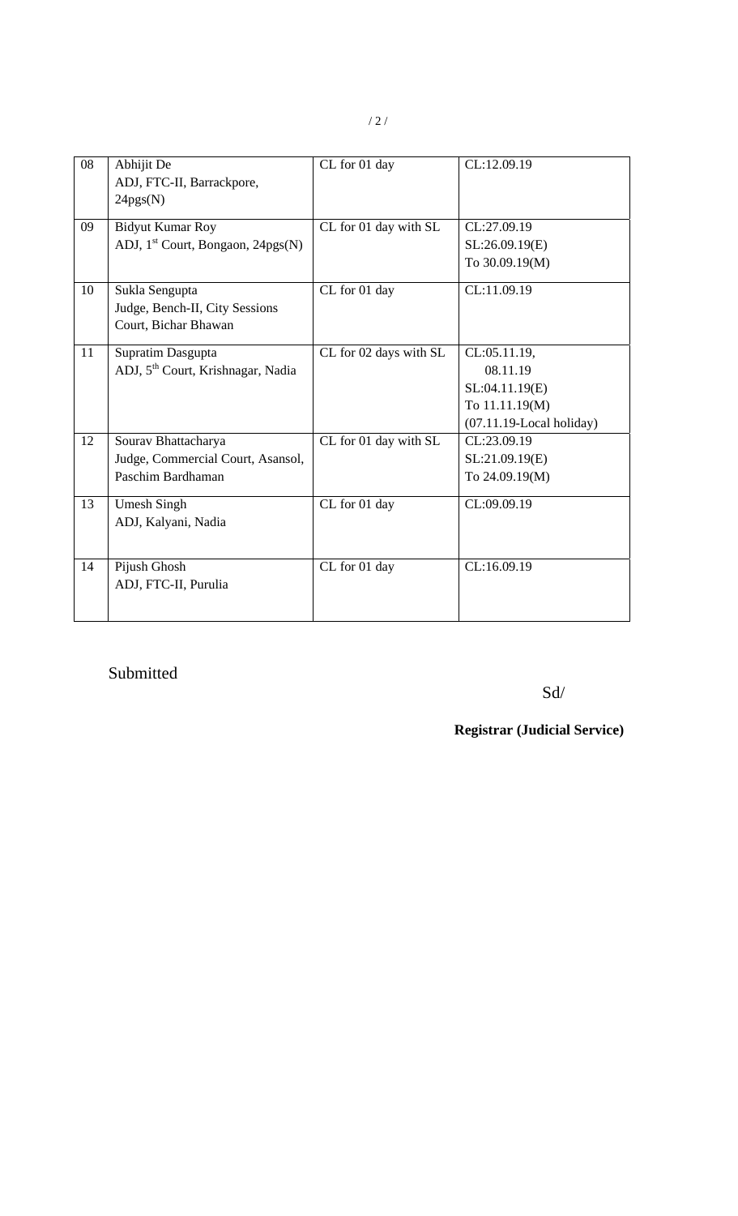| 08 | Abhijit De<br>ADJ, FTC-II, Barrackpore, 24pgs(N) | CL for 01 day | CL:12.09.19 |
|---|---|---|---|
| 09 | Bidyut Kumar Roy<br>ADJ, 1st Court, Bongaon, 24pgs(N) | CL for 01 day with SL | CL:27.09.19<br>SL:26.09.19(E)<br>To 30.09.19(M) |
| 10 | Sukla Sengupta<br>Judge, Bench-II, City Sessions Court, Bichar Bhawan | CL for 01 day | CL:11.09.19 |
| 11 | Supratim Dasgupta<br>ADJ, 5th Court, Krishnagar, Nadia | CL for 02 days with SL | CL:05.11.19,<br>08.11.19<br>SL:04.11.19(E)<br>To 11.11.19(M)<br>(07.11.19-Local holiday) |
| 12 | Sourav Bhattacharya<br>Judge, Commercial Court, Asansol, Paschim Bardhaman | CL for 01 day with SL | CL:23.09.19<br>SL:21.09.19(E)<br>To 24.09.19(M) |
| 13 | Umesh Singh<br>ADJ, Kalyani, Nadia | CL for 01 day | CL:09.09.19 |
| 14 | Pijush Ghosh<br>ADJ, FTC-II, Purulia | CL for 01 day | CL:16.09.19 |

Submitted

Sd/

**Registrar (Judicial Service)**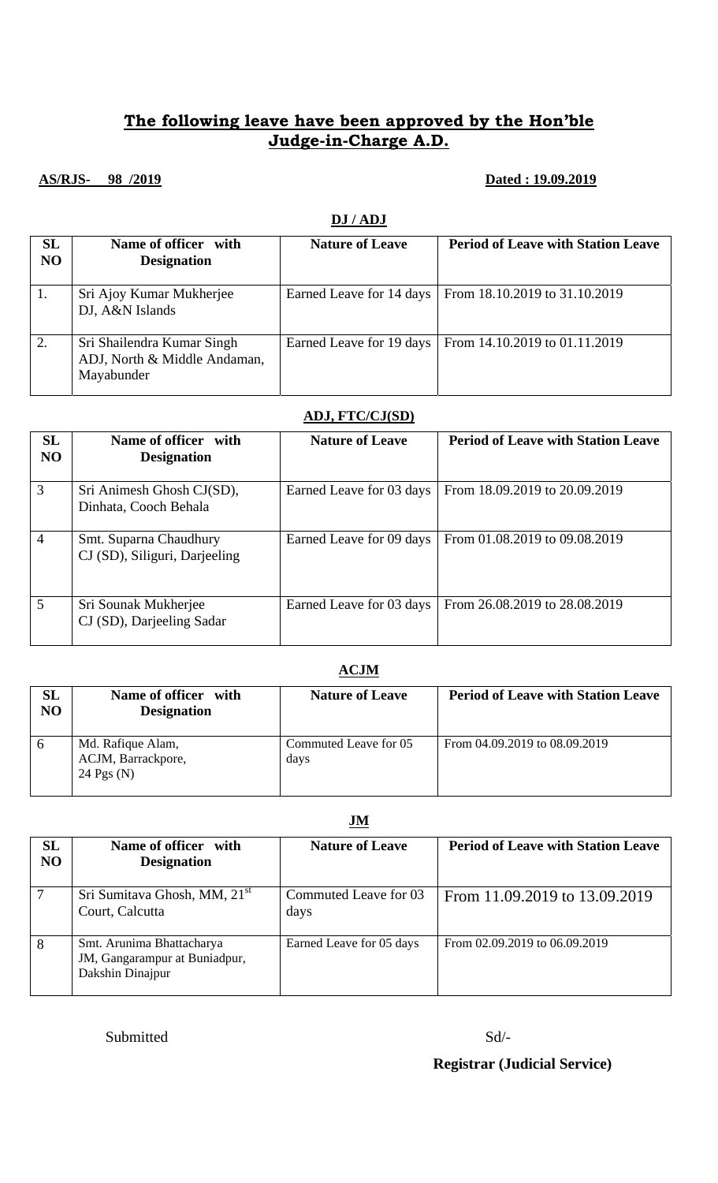## The following leave have been approved by the Hon'ble Judge-in-Charge A.D.

**AS/RJS- 98 /2019** **Dated : 19.09.2019**

**DJ / ADJ**

| SL NO | Name of officer with Designation | Nature of Leave | Period of Leave with Station Leave |
|---|---|---|---|
| 1. | Sri Ajoy Kumar Mukherjee DJ, A&N Islands | Earned Leave for 14 days | From 18.10.2019 to 31.10.2019 |
| 2. | Sri Shailendra Kumar Singh ADJ, North & Middle Andaman, Mayabunder | Earned Leave for 19 days | From 14.10.2019 to 01.11.2019 |

**ADJ, FTC/CJ(SD)**

| SL NO | Name of officer with Designation | Nature of Leave | Period of Leave with Station Leave |
|---|---|---|---|
| 3 | Sri Animesh Ghosh CJ(SD), Dinhata, Cooch Behala | Earned Leave for 03 days | From 18.09.2019 to 20.09.2019 |
| 4 | Smt. Suparna Chaudhury CJ (SD), Siliguri, Darjeeling | Earned Leave for 09 days | From 01.08.2019 to 09.08.2019 |
| 5 | Sri Sounak Mukherjee CJ (SD), Darjeeling Sadar | Earned Leave for 03 days | From 26.08.2019 to 28.08.2019 |

**ACJM**

| SL NO | Name of officer with Designation | Nature of Leave | Period of Leave with Station Leave |
|---|---|---|---|
| 6 | Md. Rafique Alam, ACJM, Barrackpore, 24 Pgs (N) | Commuted Leave for 05 days | From 04.09.2019 to 08.09.2019 |

**JM**

| SL NO | Name of officer with Designation | Nature of Leave | Period of Leave with Station Leave |
|---|---|---|---|
| 7 | Sri Sumitava Ghosh, MM, 21st Court, Calcutta | Commuted Leave for 03 days | From 11.09.2019 to 13.09.2019 |
| 8 | Smt. Arunima Bhattacharya JM, Gangarampur at Buniadpur, Dakshin Dinajpur | Earned Leave for 05 days | From 02.09.2019 to 06.09.2019 |

Submitted

Sd/-

**Registrar (Judicial Service)**